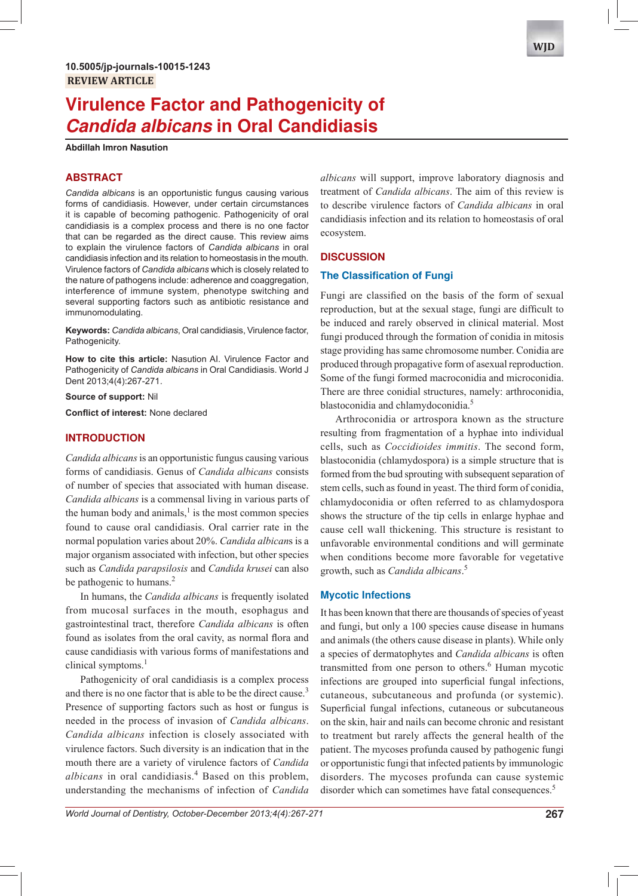10.5005/jp-journals-10015-1243

REVIEW ARTICLE

# Virulence Factor and Pathogenicity of *Candida albicans* in Oral Candidiasis

**Abdillah Imron Nasution**

## ABSTRACT

*Candida albicans* is an opportunistic fungus causing various forms of candidiasis. However, under certain circumstances it is capable of becoming pathogenic. Pathogenicity of oral candidiasis is a complex process and there is no one factor that can be regarded as the direct cause. This review aims to explain the virulence factors of *Candida albicans* in oral candidiasis infection and its relation to homeostasis in the mouth. Virulence factors of *Candida albicans* which is closely related to the nature of pathogens include: adherence and coaggregation, interference of immune system, phenotype switching and several supporting factors such as antibiotic resistance and immunomodulating.

**Keywords:** *Candida albicans*, Oral candidiasis, Virulence factor, Pathogenicity.

**How to cite this article:** Nasution AI. Virulence Factor and Pathogenicity of *Candida albicans* in Oral Candidiasis. World J Dent 2013;4(4):267-271.

**Source of support:** Nil

**Conflict of interest:** None declared

## INTRODUCTION

*Candida albicans* is an opportunistic fungus causing various forms of candidiasis. Genus of *Candida albicans* consists of number of species that associated with human disease. *Candida albicans* is a commensal living in various parts of the human body and animals,[1] is the most common species found to cause oral candidiasis. Oral carrier rate in the normal population varies about 20%. *Candida albicans* is a major organism associated with infection, but other species such as *Candida parapsilosis* and *Candida krusei* can also be pathogenic to humans.[2]

In humans, the *Candida albicans* is frequently isolated from mucosal surfaces in the mouth, esophagus and gastrointestinal tract, therefore *Candida albicans* is often found as isolates from the oral cavity, as normal flora and cause candidiasis with various forms of manifestations and clinical symptoms.[1]

Pathogenicity of oral candidiasis is a complex process and there is no one factor that is able to be the direct cause.[3] Presence of supporting factors such as host or fungus is needed in the process of invasion of *Candida albicans*. *Candida albicans* infection is closely associated with virulence factors. Such diversity is an indication that in the mouth there are a variety of virulence factors of *Candida albicans* in oral candidiasis.[4] Based on this problem, understanding the mechanisms of infection of *Candida albicans* will support, improve laboratory diagnosis and treatment of *Candida albicans*. The aim of this review is to describe virulence factors of *Candida albicans* in oral candidiasis infection and its relation to homeostasis of oral ecosystem.

## DISCUSSION

### The Classification of Fungi

Fungi are classified on the basis of the form of sexual reproduction, but at the sexual stage, fungi are difficult to be induced and rarely observed in clinical material. Most fungi produced through the formation of conidia in mitosis stage providing has same chromosome number. Conidia are produced through propagative form of asexual reproduction. Some of the fungi formed macroconidia and microconidia. There are three conidial structures, namely: arthroconidia, blastoconidia and chlamydoconidia.[5]

Arthroconidia or artrospora known as the structure resulting from fragmentation of a hyphae into individual cells, such as *Coccidioides immitis*. The second form, blastoconidia (chlamydospora) is a simple structure that is formed from the bud sprouting with subsequent separation of stem cells, such as found in yeast. The third form of conidia, chlamydoconidia or often referred to as chlamydospora shows the structure of the tip cells in enlarge hyphae and cause cell wall thickening. This structure is resistant to unfavorable environmental conditions and will germinate when conditions become more favorable for vegetative growth, such as *Candida albicans*.[5]

### Mycotic Infections

It has been known that there are thousands of species of yeast and fungi, but only a 100 species cause disease in humans and animals (the others cause disease in plants). While only a species of dermatophytes and *Candida albicans* is often transmitted from one person to others.[6] Human mycotic infections are grouped into superficial fungal infections, cutaneous, subcutaneous and profunda (or systemic). Superficial fungal infections, cutaneous or subcutaneous on the skin, hair and nails can become chronic and resistant to treatment but rarely affects the general health of the patient. The mycoses profunda caused by pathogenic fungi or opportunistic fungi that infected patients by immunologic disorders. The mycoses profunda can cause systemic disorder which can sometimes have fatal consequences.[5]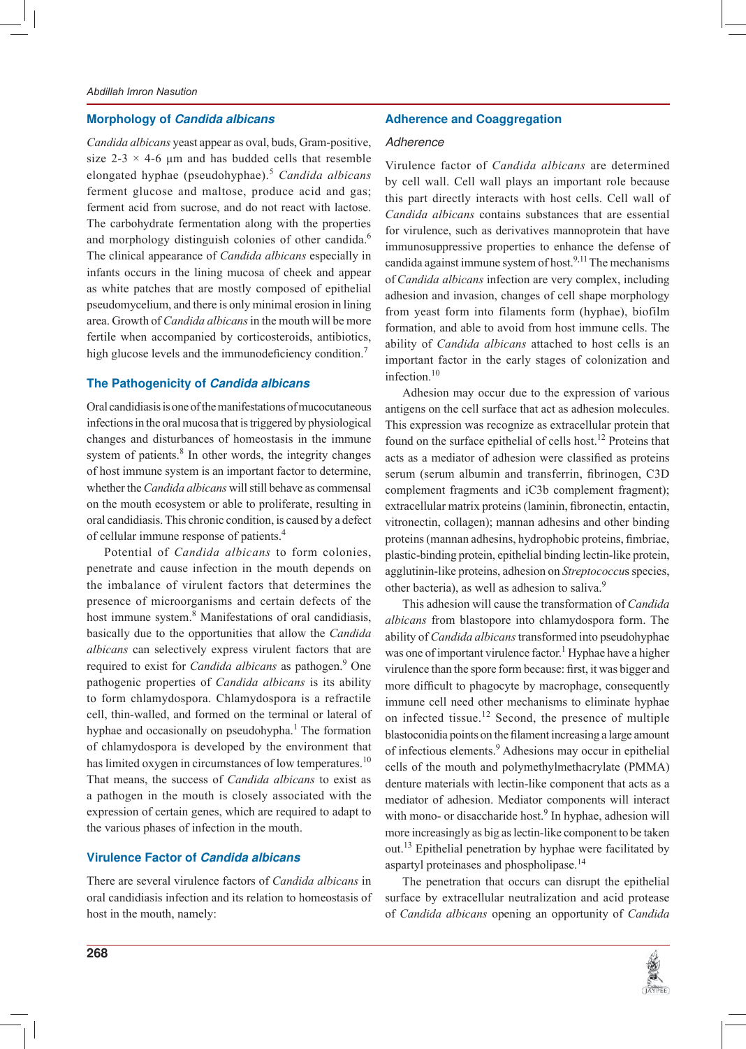## Morphology of *Candida albicans*

*Candida albicans* yeast appear as oval, buds, Gram-positive, size 2-3 × 4-6 µm and has budded cells that resemble elongated hyphae (pseudohyphae).[5] *Candida albicans* ferment glucose and maltose, produce acid and gas; ferment acid from sucrose, and do not react with lactose. The carbohydrate fermentation along with the properties and morphology distinguish colonies of other candida.[6] The clinical appearance of *Candida albicans* especially in infants occurs in the lining mucosa of cheek and appear as white patches that are mostly composed of epithelial pseudomycelium, and there is only minimal erosion in lining area. Growth of *Candida albicans* in the mouth will be more fertile when accompanied by corticosteroids, antibiotics, high glucose levels and the immunodeficiency condition.[7]

## The Pathogenicity of *Candida albicans*

Oral candidiasis is one of the manifestations of mucocutaneous infections in the oral mucosa that is triggered by physiological changes and disturbances of homeostasis in the immune system of patients.[8] In other words, the integrity changes of host immune system is an important factor to determine, whether the *Candida albicans* will still behave as commensal on the mouth ecosystem or able to proliferate, resulting in oral candidiasis. This chronic condition, is caused by a defect of cellular immune response of patients.[4]

Potential of *Candida albicans* to form colonies, penetrate and cause infection in the mouth depends on the imbalance of virulent factors that determines the presence of microorganisms and certain defects of the host immune system.[8] Manifestations of oral candidiasis, basically due to the opportunities that allow the *Candida albicans* can selectively express virulent factors that are required to exist for *Candida albicans* as pathogen.[9] One pathogenic properties of *Candida albicans* is its ability to form chlamydospora. Chlamydospora is a refractile cell, thin-walled, and formed on the terminal or lateral of hyphae and occasionally on pseudohypha.[1] The formation of chlamydospora is developed by the environment that has limited oxygen in circumstances of low temperatures.[10] That means, the success of *Candida albicans* to exist as a pathogen in the mouth is closely associated with the expression of certain genes, which are required to adapt to the various phases of infection in the mouth.

## Virulence Factor of *Candida albicans*

There are several virulence factors of *Candida albicans* in oral candidiasis infection and its relation to homeostasis of host in the mouth, namely:

## Adherence and Coaggregation

### Adherence

Virulence factor of *Candida albicans* are determined by cell wall. Cell wall plays an important role because this part directly interacts with host cells. Cell wall of *Candida albicans* contains substances that are essential for virulence, such as derivatives mannoprotein that have immunosuppressive properties to enhance the defense of candida against immune system of host.[9,11] The mechanisms of *Candida albicans* infection are very complex, including adhesion and invasion, changes of cell shape morphology from yeast form into filaments form (hyphae), biofilm formation, and able to avoid from host immune cells. The ability of *Candida albicans* attached to host cells is an important factor in the early stages of colonization and infection.[10]

Adhesion may occur due to the expression of various antigens on the cell surface that act as adhesion molecules. This expression was recognize as extracellular protein that found on the surface epithelial of cells host.[12] Proteins that acts as a mediator of adhesion were classified as proteins serum (serum albumin and transferrin, fibrinogen, C3D complement fragments and iC3b complement fragment); extracellular matrix proteins (laminin, fibronectin, entactin, vitronectin, collagen); mannan adhesins and other binding proteins (mannan adhesins, hydrophobic proteins, fimbriae, plastic-binding protein, epithelial binding lectin-like protein, agglutinin-like proteins, adhesion on *Streptococcus* species, other bacteria), as well as adhesion to saliva.[9]

This adhesion will cause the transformation of *Candida albicans* from blastopore into chlamydospora form. The ability of *Candida albicans* transformed into pseudohyphae was one of important virulence factor.[1] Hyphae have a higher virulence than the spore form because: first, it was bigger and more difficult to phagocyte by macrophage, consequently immune cell need other mechanisms to eliminate hyphae on infected tissue.[12] Second, the presence of multiple blastoconidia points on the filament increasing a large amount of infectious elements.[9] Adhesions may occur in epithelial cells of the mouth and polymethylmethacrylate (PMMA) denture materials with lectin-like component that acts as a mediator of adhesion. Mediator components will interact with mono- or disaccharide host.[9] In hyphae, adhesion will more increasingly as big as lectin-like component to be taken out.[13] Epithelial penetration by hyphae were facilitated by aspartyl proteinases and phospholipase.[14]

The penetration that occurs can disrupt the epithelial surface by extracellular neutralization and acid protease of *Candida albicans* opening an opportunity of *Candida*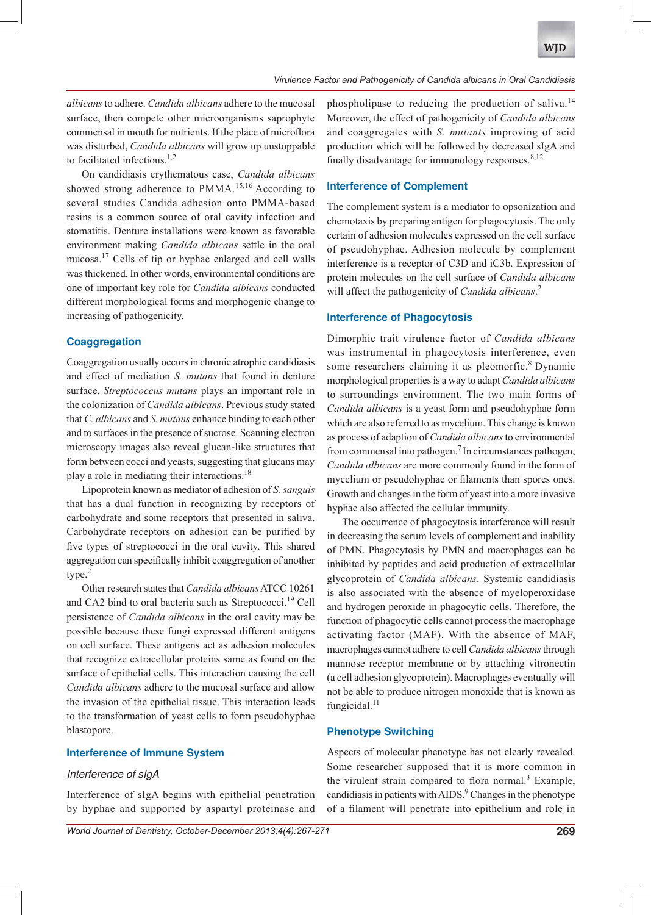*albicans* to adhere. *Candida albicans* adhere to the mucosal surface, then compete other microorganisms saprophyte commensal in mouth for nutrients. If the place of microflora was disturbed, *Candida albicans* will grow up unstoppable to facilitated infectious.[1,2]

On candidiasis erythematous case, *Candida albicans* showed strong adherence to PMMA.[15,16] According to several studies Candida adhesion onto PMMA-based resins is a common source of oral cavity infection and stomatitis. Denture installations were known as favorable environment making *Candida albicans* settle in the oral mucosa.[17] Cells of tip or hyphae enlarged and cell walls was thickened. In other words, environmental conditions are one of important key role for *Candida albicans* conducted different morphological forms and morphogenic change to increasing of pathogenicity.

## Coaggregation

Coaggregation usually occurs in chronic atrophic candidiasis and effect of mediation *S. mutans* that found in denture surface. *Streptococcus mutans* plays an important role in the colonization of *Candida albicans*. Previous study stated that *C. albicans* and *S. mutans* enhance binding to each other and to surfaces in the presence of sucrose. Scanning electron microscopy images also reveal glucan-like structures that form between cocci and yeasts, suggesting that glucans may play a role in mediating their interactions.[18]

Lipoprotein known as mediator of adhesion of *S. sanguis* that has a dual function in recognizing by receptors of carbohydrate and some receptors that presented in saliva. Carbohydrate receptors on adhesion can be purified by five types of streptococci in the oral cavity. This shared aggregation can specifically inhibit coaggregation of another type.[2]

Other research states that *Candida albicans* ATCC 10261 and CA2 bind to oral bacteria such as Streptococci.[19] Cell persistence of *Candida albicans* in the oral cavity may be possible because these fungi expressed different antigens on cell surface. These antigens act as adhesion molecules that recognize extracellular proteins same as found on the surface of epithelial cells. This interaction causing the cell *Candida albicans* adhere to the mucosal surface and allow the invasion of the epithelial tissue. This interaction leads to the transformation of yeast cells to form pseudohyphae blastopore.

## Interference of Immune System

### *Interference of sIgA*

Interference of sIgA begins with epithelial penetration by hyphae and supported by aspartyl proteinase and phospholipase to reducing the production of saliva.[14] Moreover, the effect of pathogenicity of *Candida albicans* and coaggregates with *S. mutants* improving of acid production which will be followed by decreased sIgA and finally disadvantage for immunology responses.[8,12]

## Interference of Complement

The complement system is a mediator to opsonization and chemotaxis by preparing antigen for phagocytosis. The only certain of adhesion molecules expressed on the cell surface of pseudohyphae. Adhesion molecule by complement interference is a receptor of C3D and iC3b. Expression of protein molecules on the cell surface of *Candida albicans* will affect the pathogenicity of *Candida albicans*.[2]

## Interference of Phagocytosis

Dimorphic trait virulence factor of *Candida albicans* was instrumental in phagocytosis interference, even some researchers claiming it as pleomorfic.[8] Dynamic morphological properties is a way to adapt *Candida albicans* to surroundings environment. The two main forms of *Candida albicans* is a yeast form and pseudohyphae form which are also referred to as mycelium. This change is known as process of adaption of *Candida albicans* to environmental from commensal into pathogen.[7] In circumstances pathogen, *Candida albicans* are more commonly found in the form of mycelium or pseudohyphae or filaments than spores ones. Growth and changes in the form of yeast into a more invasive hyphae also affected the cellular immunity.

The occurrence of phagocytosis interference will result in decreasing the serum levels of complement and inability of PMN. Phagocytosis by PMN and macrophages can be inhibited by peptides and acid production of extracellular glycoprotein of *Candida albicans*. Systemic candidiasis is also associated with the absence of myeloperoxidase and hydrogen peroxide in phagocytic cells. Therefore, the function of phagocytic cells cannot process the macrophage activating factor (MAF). With the absence of MAF, macrophages cannot adhere to cell *Candida albicans* through mannose receptor membrane or by attaching vitronectin (a cell adhesion glycoprotein). Macrophages eventually will not be able to produce nitrogen monoxide that is known as fungicidal.[11]

## Phenotype Switching

Aspects of molecular phenotype has not clearly revealed. Some researcher supposed that it is more common in the virulent strain compared to flora normal.[3] Example, candidiasis in patients with AIDS.[9] Changes in the phenotype of a filament will penetrate into epithelium and role in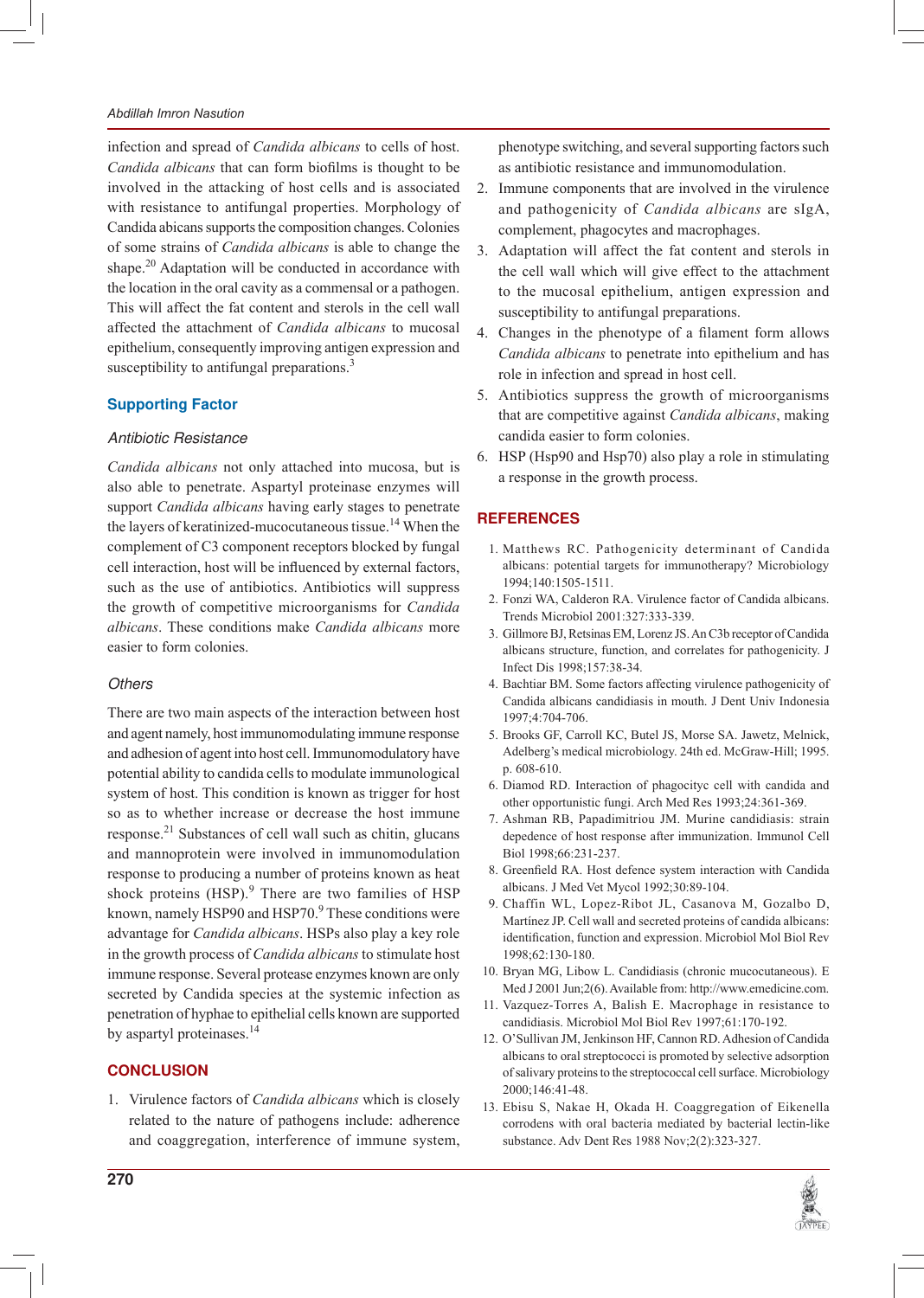infection and spread of *Candida albicans* to cells of host. *Candida albicans* that can form biofilms is thought to be involved in the attacking of host cells and is associated with resistance to antifungal properties. Morphology of Candida abicans supports the composition changes. Colonies of some strains of *Candida albicans* is able to change the shape.[20] Adaptation will be conducted in accordance with the location in the oral cavity as a commensal or a pathogen. This will affect the fat content and sterols in the cell wall affected the attachment of *Candida albicans* to mucosal epithelium, consequently improving antigen expression and susceptibility to antifungal preparations.[3]

## Supporting Factor

### Antibiotic Resistance

*Candida albicans* not only attached into mucosa, but is also able to penetrate. Aspartyl proteinase enzymes will support *Candida albicans* having early stages to penetrate the layers of keratinized-mucocutaneous tissue.[14] When the complement of C3 component receptors blocked by fungal cell interaction, host will be influenced by external factors, such as the use of antibiotics. Antibiotics will suppress the growth of competitive microorganisms for *Candida albicans*. These conditions make *Candida albicans* more easier to form colonies.

### Others

There are two main aspects of the interaction between host and agent namely, host immunomodulating immune response and adhesion of agent into host cell. Immunomodulatory have potential ability to candida cells to modulate immunological system of host. This condition is known as trigger for host so as to whether increase or decrease the host immune response.[21] Substances of cell wall such as chitin, glucans and mannoprotein were involved in immunomodulation response to producing a number of proteins known as heat shock proteins (HSP).[9] There are two families of HSP known, namely HSP90 and HSP70.[9] These conditions were advantage for *Candida albicans*. HSPs also play a key role in the growth process of *Candida albicans* to stimulate host immune response. Several protease enzymes known are only secreted by Candida species at the systemic infection as penetration of hyphae to epithelial cells known are supported by aspartyl proteinases.[14]

## CONCLUSION

1. Virulence factors of *Candida albicans* which is closely related to the nature of pathogens include: adherence and coaggregation, interference of immune system, phenotype switching, and several supporting factors such as antibiotic resistance and immunomodulation.
2. Immune components that are involved in the virulence and pathogenicity of *Candida albicans* are sIgA, complement, phagocytes and macrophages.
3. Adaptation will affect the fat content and sterols in the cell wall which will give effect to the attachment to the mucosal epithelium, antigen expression and susceptibility to antifungal preparations.
4. Changes in the phenotype of a filament form allows *Candida albicans* to penetrate into epithelium and has role in infection and spread in host cell.
5. Antibiotics suppress the growth of microorganisms that are competitive against *Candida albicans*, making candida easier to form colonies.
6. HSP (Hsp90 and Hsp70) also play a role in stimulating a response in the growth process.

## REFERENCES

1. Matthews RC. Pathogenicity determinant of Candida albicans: potential targets for immunotherapy? Microbiology 1994;140:1505-1511.
2. Fonzi WA, Calderon RA. Virulence factor of Candida albicans. Trends Microbiol 2001:327:333-339.
3. Gillmore BJ, Retsinas EM, Lorenz JS. An C3b receptor of Candida albicans structure, function, and correlates for pathogenicity. J Infect Dis 1998;157:38-34.
4. Bachtiar BM. Some factors affecting virulence pathogenicity of Candida albicans candidiasis in mouth. J Dent Univ Indonesia 1997;4:704-706.
5. Brooks GF, Carroll KC, Butel JS, Morse SA. Jawetz, Melnick, Adelberg's medical microbiology. 24th ed. McGraw-Hill; 1995. p. 608-610.
6. Diamod RD. Interaction of phagocityc cell with candida and other opportunistic fungi. Arch Med Res 1993;24:361-369.
7. Ashman RB, Papadimitriou JM. Murine candidiasis: strain depedence of host response after immunization. Immunol Cell Biol 1998;66:231-237.
8. Greenfield RA. Host defence system interaction with Candida albicans. J Med Vet Mycol 1992;30:89-104.
9. Chaffin WL, Lopez-Ribot JL, Casanova M, Gozalbo D, Martínez JP. Cell wall and secreted proteins of candida albicans: identification, function and expression. Microbiol Mol Biol Rev 1998;62:130-180.
10. Bryan MG, Libow L. Candidiasis (chronic mucocutaneous). E Med J 2001 Jun;2(6). Available from: http://www.emedicine.com.
11. Vazquez-Torres A, Balish E. Macrophage in resistance to candidiasis. Microbiol Mol Biol Rev 1997;61:170-192.
12. O'Sullivan JM, Jenkinson HF, Cannon RD. Adhesion of Candida albicans to oral streptococci is promoted by selective adsorption of salivary proteins to the streptococcal cell surface. Microbiology 2000;146:41-48.
13. Ebisu S, Nakae H, Okada H. Coaggregation of Eikenella corrodens with oral bacteria mediated by bacterial lectin-like substance. Adv Dent Res 1988 Nov;2(2):323-327.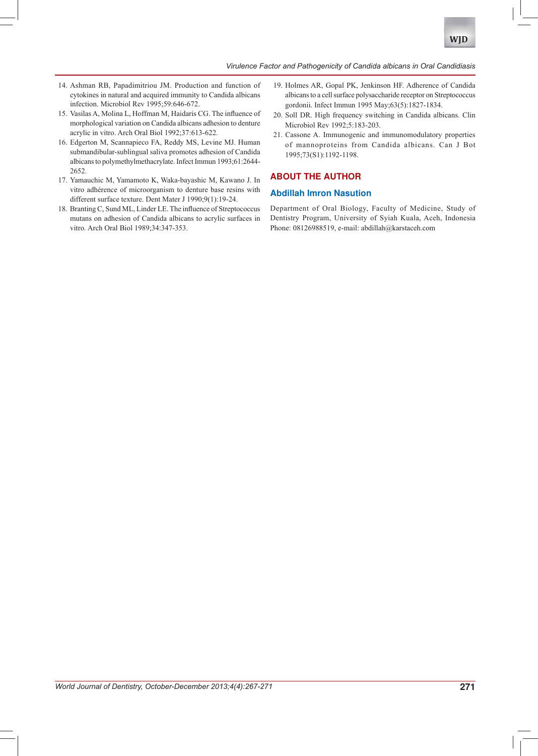14. Ashman RB, Papadimitriou JM. Production and function of cytokines in natural and acquired immunity to Candida albicans infection. Microbiol Rev 1995;59:646-672.
15. Vasilas A, Molina L, Hoffman M, Haidaris CG. The influence of morphological variation on Candida albicans adhesion to denture acrylic in vitro. Arch Oral Biol 1992;37:613-622.
16. Edgerton M, Scannapieco FA, Reddy MS, Levine MJ. Human submandibular-sublingual saliva promotes adhesion of Candida albicans to polymethylmethacrylate. Infect Immun 1993;61:2644-2652.
17. Yamauchic M, Yamamoto K, Waka-bayashic M, Kawano J. In vitro adhérence of microorganism to denture base resins with different surface texture. Dent Mater J 1990;9(1):19-24.
18. Branting C, Sund ML, Linder LE. The influence of Streptococcus mutans on adhesion of Candida albicans to acrylic surfaces in vitro. Arch Oral Biol 1989;34:347-353.
19. Holmes AR, Gopal PK, Jenkinson HF. Adherence of Candida albicans to a cell surface polysaccharide receptor on Streptococcus gordonii. Infect Immun 1995 May;63(5):1827-1834.
20. Soll DR. High frequency switching in Candida albicans. Clin Microbiol Rev 1992;5:183-203.
21. Cassone A. Immunogenic and immunomodulatory properties of mannoproteins from Candida albicans. Can J Bot 1995;73(S1):1192-1198.

## ABOUT THE AUTHOR

### Abdillah Imron Nasution

Department of Oral Biology, Faculty of Medicine, Study of Dentistry Program, University of Syiah Kuala, Aceh, Indonesia
Phone: 08126988519, e-mail: abdillah@karstaceh.com